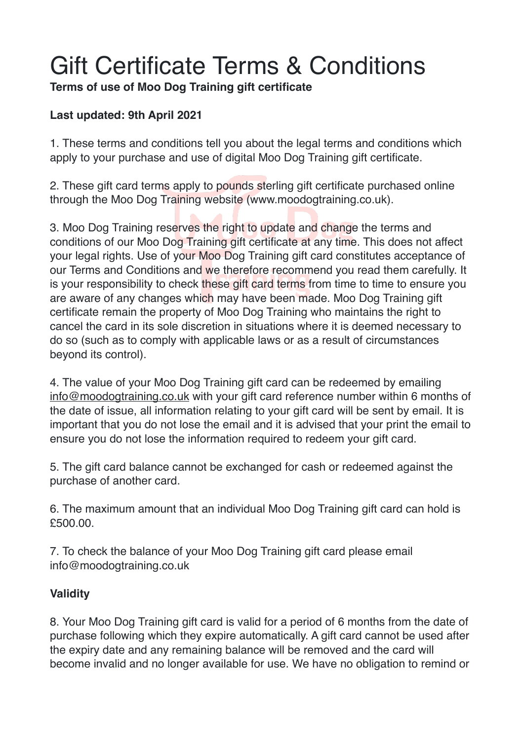# Gift Certificate Terms & Conditions

**Terms of use of Moo Dog Training gift certificate**

**Last updated: 9th April 2021**

1. These terms and conditions tell you about the legal terms and conditions which apply to your purchase and use of digital Moo Dog Training gift certificate.

2. These gift card terms apply to pounds sterling gift certificate purchased online through the Moo Dog Training website (www.moodogtraining.co.uk).

3. Moo Dog Training reserves the right to update and change the terms and conditions of our Moo Dog Training gift certificate at any time. This does not affect your legal rights. Use of your Moo Dog Training gift card constitutes acceptance of our Terms and Conditions and we therefore recommend you read them carefully. It is your responsibility to check these gift card terms from time to time to ensure you are aware of any changes which may have been made. Moo Dog Training gift certificate remain the property of Moo Dog Training who maintains the right to cancel the card in its sole discretion in situations where it is deemed necessary to do so (such as to comply with applicable laws or as a result of circumstances beyond its control).

4. The value of your Moo Dog Training gift card can be redeemed by emailing info@moodogtraining.co.uk with your gift card reference number within 6 months of the date of issue, all information relating to your gift card will be sent by email. It is important that you do not lose the email and it is advised that your print the email to ensure you do not lose the information required to redeem your gift card.

5. The gift card balance cannot be exchanged for cash or redeemed against the purchase of another card.

6. The maximum amount that an individual Moo Dog Training gift card can hold is £500.00.

7. To check the balance of your Moo Dog Training gift card please email info@moodogtraining.co.uk

**Validity**

8. Your Moo Dog Training gift card is valid for a period of 6 months from the date of purchase following which they expire automatically. A gift card cannot be used after the expiry date and any remaining balance will be removed and the card will become invalid and no longer available for use. We have no obligation to remind or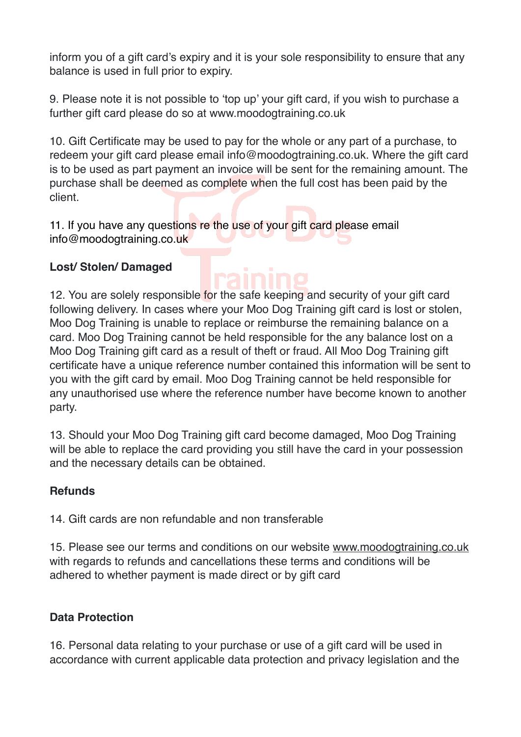inform you of a gift card's expiry and it is your sole responsibility to ensure that any balance is used in full prior to expiry.

9. Please note it is not possible to 'top up' your gift card, if you wish to purchase a further gift card please do so at www.moodogtraining.co.uk

10. Gift Certificate may be used to pay for the whole or any part of a purchase, to redeem your gift card please email info@moodogtraining.co.uk. Where the gift card is to be used as part payment an invoice will be sent for the remaining amount. The purchase shall be deemed as complete when the full cost has been paid by the client.

11. If you have any questions re the use of your gift card please email info@moodogtraining.co.uk

**Lost/ Stolen/ Damaged**

12. You are solely responsible for the safe keeping and security of your gift card following delivery. In cases where your Moo Dog Training gift card is lost or stolen, Moo Dog Training is unable to replace or reimburse the remaining balance on a card. Moo Dog Training cannot be held responsible for the any balance lost on a Moo Dog Training gift card as a result of theft or fraud. All Moo Dog Training gift certificate have a unique reference number contained this information will be sent to you with the gift card by email. Moo Dog Training cannot be held responsible for any unauthorised use where the reference number have become known to another party.

13. Should your Moo Dog Training gift card become damaged, Moo Dog Training will be able to replace the card providing you still have the card in your possession and the necessary details can be obtained.

**Refunds**

14. Gift cards are non refundable and non transferable

15. Please see our terms and conditions on our website www.moodogtraining.co.uk with regards to refunds and cancellations these terms and conditions will be adhered to whether payment is made direct or by gift card

**Data Protection**

16. Personal data relating to your purchase or use of a gift card will be used in accordance with current applicable data protection and privacy legislation and the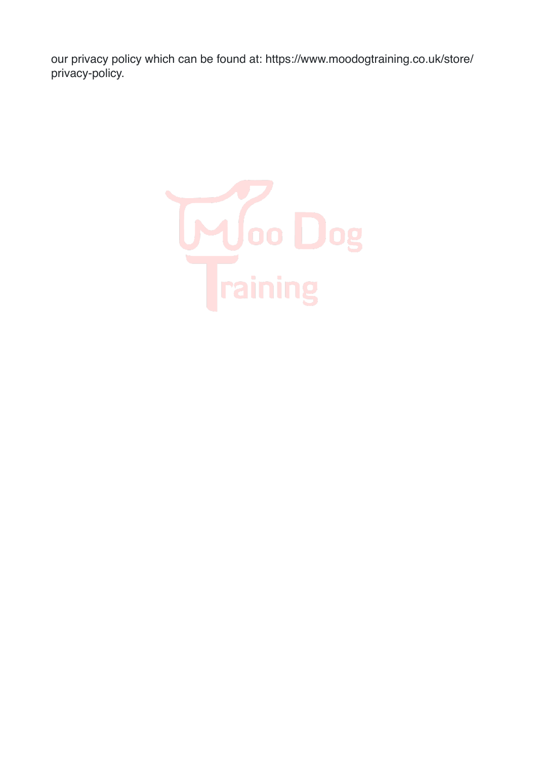our privacy policy which can be found at: https://www.moodogtraining.co.uk/store/privacy-policy.